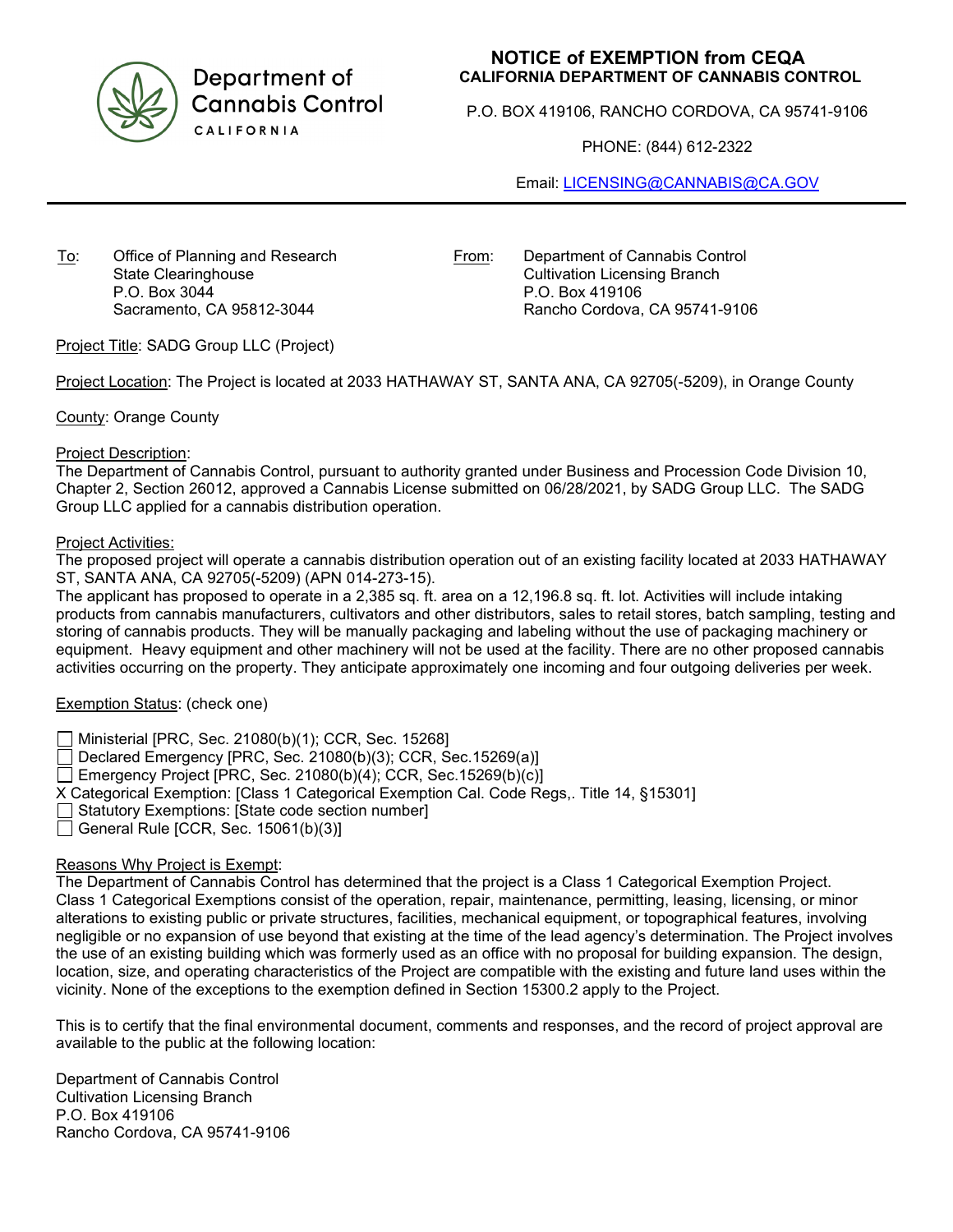Department of Cannabis Control
CALIFORNIA

# NOTICE of EXEMPTION from CEQA
**CALIFORNIA DEPARTMENT OF CANNABIS CONTROL**

P.O. BOX 419106, RANCHO CORDOVA, CA 95741-9106

PHONE: (844) 612-2322

Email: LICENSING@CANNABIS@CA.GOV

---

To: Office of Planning and Research
State Clearinghouse
P.O. Box 3044
Sacramento, CA 95812-3044

From: Department of Cannabis Control
Cultivation Licensing Branch
P.O. Box 419106
Rancho Cordova, CA 95741-9106

Project Title: SADG Group LLC (Project)

Project Location: The Project is located at 2033 HATHAWAY ST, SANTA ANA, CA 92705(-5209), in Orange County

County: Orange County

Project Description:
The Department of Cannabis Control, pursuant to authority granted under Business and Procession Code Division 10, Chapter 2, Section 26012, approved a Cannabis License submitted on 06/28/2021, by SADG Group LLC. The SADG Group LLC applied for a cannabis distribution operation.

Project Activities:
The proposed project will operate a cannabis distribution operation out of an existing facility located at 2033 HATHAWAY ST, SANTA ANA, CA 92705(-5209) (APN 014-273-15).
The applicant has proposed to operate in a 2,385 sq. ft. area on a 12,196.8 sq. ft. lot. Activities will include intaking products from cannabis manufacturers, cultivators and other distributors, sales to retail stores, batch sampling, testing and storing of cannabis products. They will be manually packaging and labeling without the use of packaging machinery or equipment. Heavy equipment and other machinery will not be used at the facility. There are no other proposed cannabis activities occurring on the property. They anticipate approximately one incoming and four outgoing deliveries per week.

Exemption Status: (check one)

☐ Ministerial [PRC, Sec. 21080(b)(1); CCR, Sec. 15268]
☐ Declared Emergency [PRC, Sec. 21080(b)(3); CCR, Sec.15269(a)]
☐ Emergency Project [PRC, Sec. 21080(b)(4); CCR, Sec.15269(b)(c)]
X Categorical Exemption: [Class 1 Categorical Exemption Cal. Code Regs,. Title 14, §15301]
☐ Statutory Exemptions: [State code section number]
☐ General Rule [CCR, Sec. 15061(b)(3)]

Reasons Why Project is Exempt:
The Department of Cannabis Control has determined that the project is a Class 1 Categorical Exemption Project. Class 1 Categorical Exemptions consist of the operation, repair, maintenance, permitting, leasing, licensing, or minor alterations to existing public or private structures, facilities, mechanical equipment, or topographical features, involving negligible or no expansion of use beyond that existing at the time of the lead agency's determination. The Project involves the use of an existing building which was formerly used as an office with no proposal for building expansion. The design, location, size, and operating characteristics of the Project are compatible with the existing and future land uses within the vicinity. None of the exceptions to the exemption defined in Section 15300.2 apply to the Project.

This is to certify that the final environmental document, comments and responses, and the record of project approval are available to the public at the following location:

Department of Cannabis Control
Cultivation Licensing Branch
P.O. Box 419106
Rancho Cordova, CA 95741-9106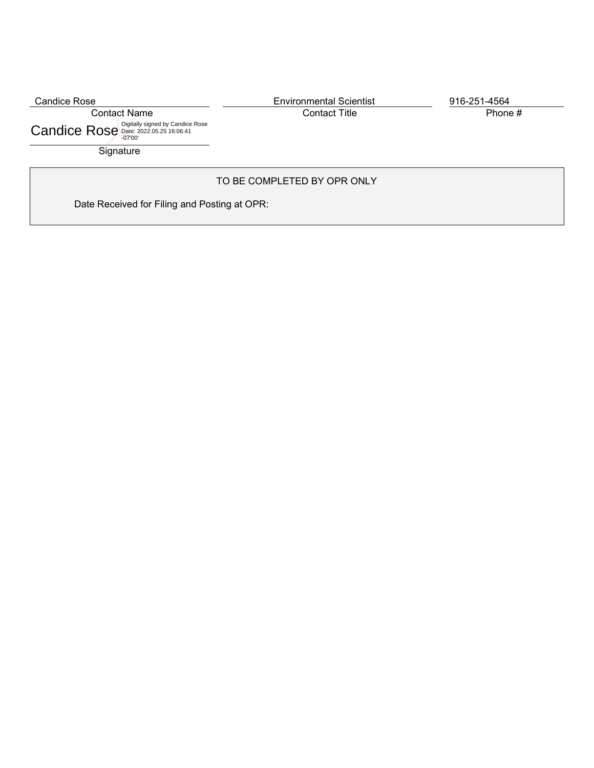| | | |
|---|---|---|
| Candice Rose | Environmental Scientist | 916-251-4564 |
| Contact Name | Contact Title | Phone # |

Candice Rose Digitally signed by Candice Rose Date: 2022.05.25 16:06:41 -07'00'

Signature

TO BE COMPLETED BY OPR ONLY

Date Received for Filing and Posting at OPR: